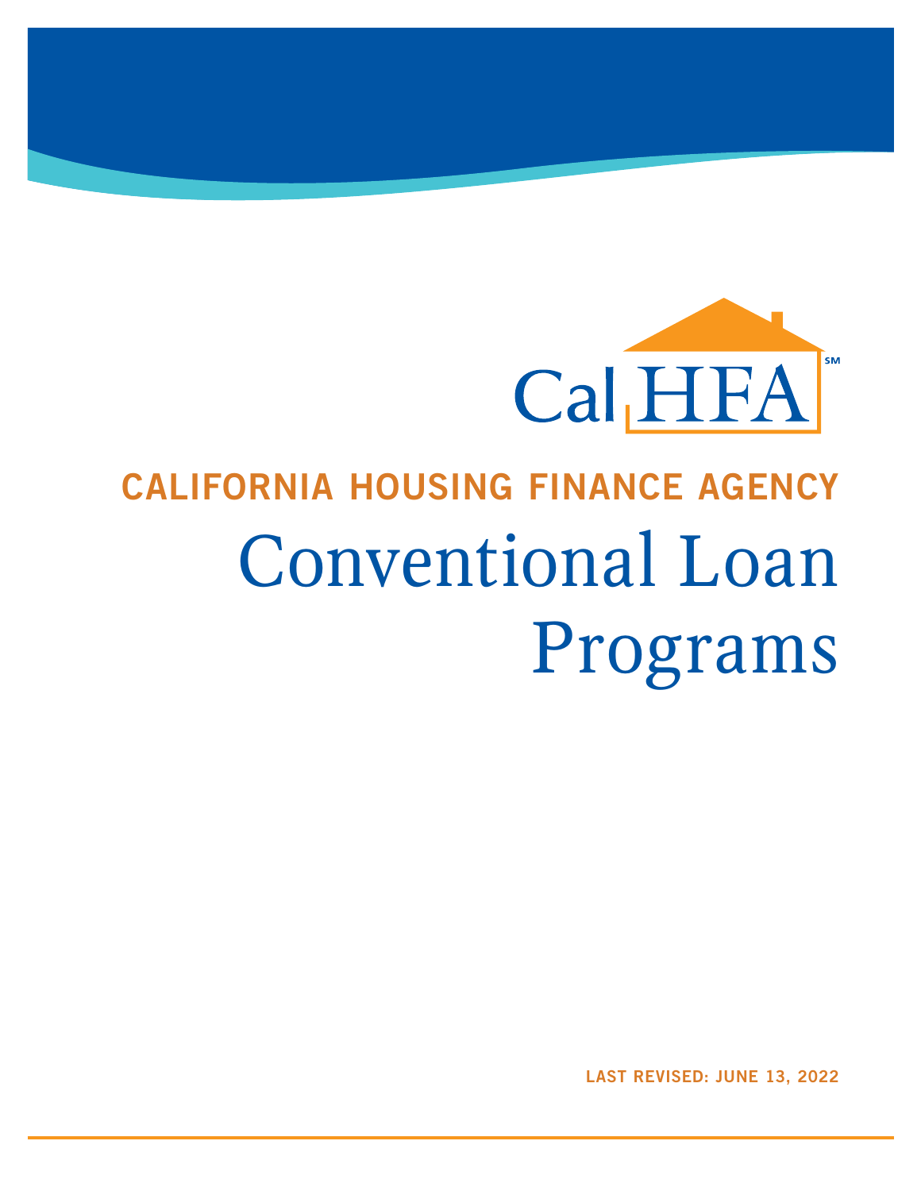CalHFA℠

## CALIFORNIA HOUSING FINANCE AGENCY

# Conventional Loan Programs

**LAST REVISED: JUNE 13, 2022**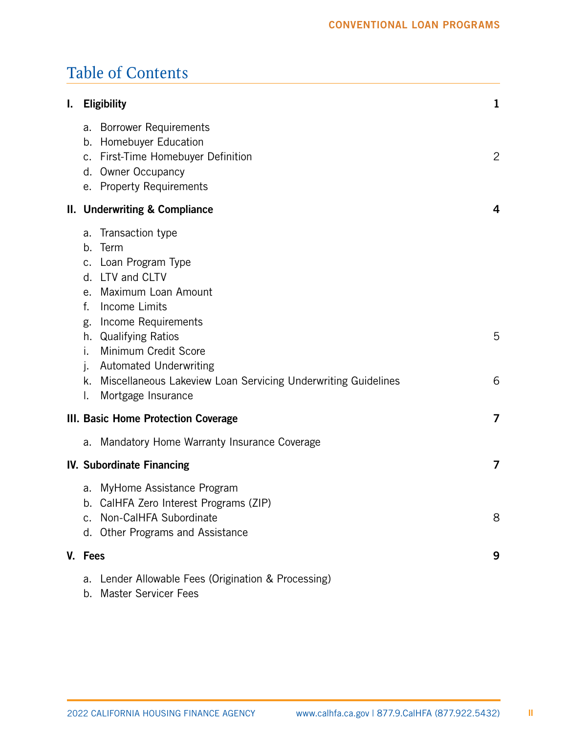# Table of Contents

**I. Eligibility** 1

a. Borrower Requirements
b. Homebuyer Education
c. First-Time Homebuyer Definition 2
d. Owner Occupancy
e. Property Requirements

**II. Underwriting & Compliance** 4

a. Transaction type
b. Term
c. Loan Program Type
d. LTV and CLTV
e. Maximum Loan Amount
f. Income Limits
g. Income Requirements
h. Qualifying Ratios 5
i. Minimum Credit Score
j. Automated Underwriting
k. Miscellaneous Lakeview Loan Servicing Underwriting Guidelines 6
l. Mortgage Insurance

**III. Basic Home Protection Coverage** 7

a. Mandatory Home Warranty Insurance Coverage

**IV. Subordinate Financing** 7

a. MyHome Assistance Program
b. CalHFA Zero Interest Programs (ZIP)
c. Non-CalHFA Subordinate 8
d. Other Programs and Assistance

**V. Fees** 9

a. Lender Allowable Fees (Origination & Processing)
b. Master Servicer Fees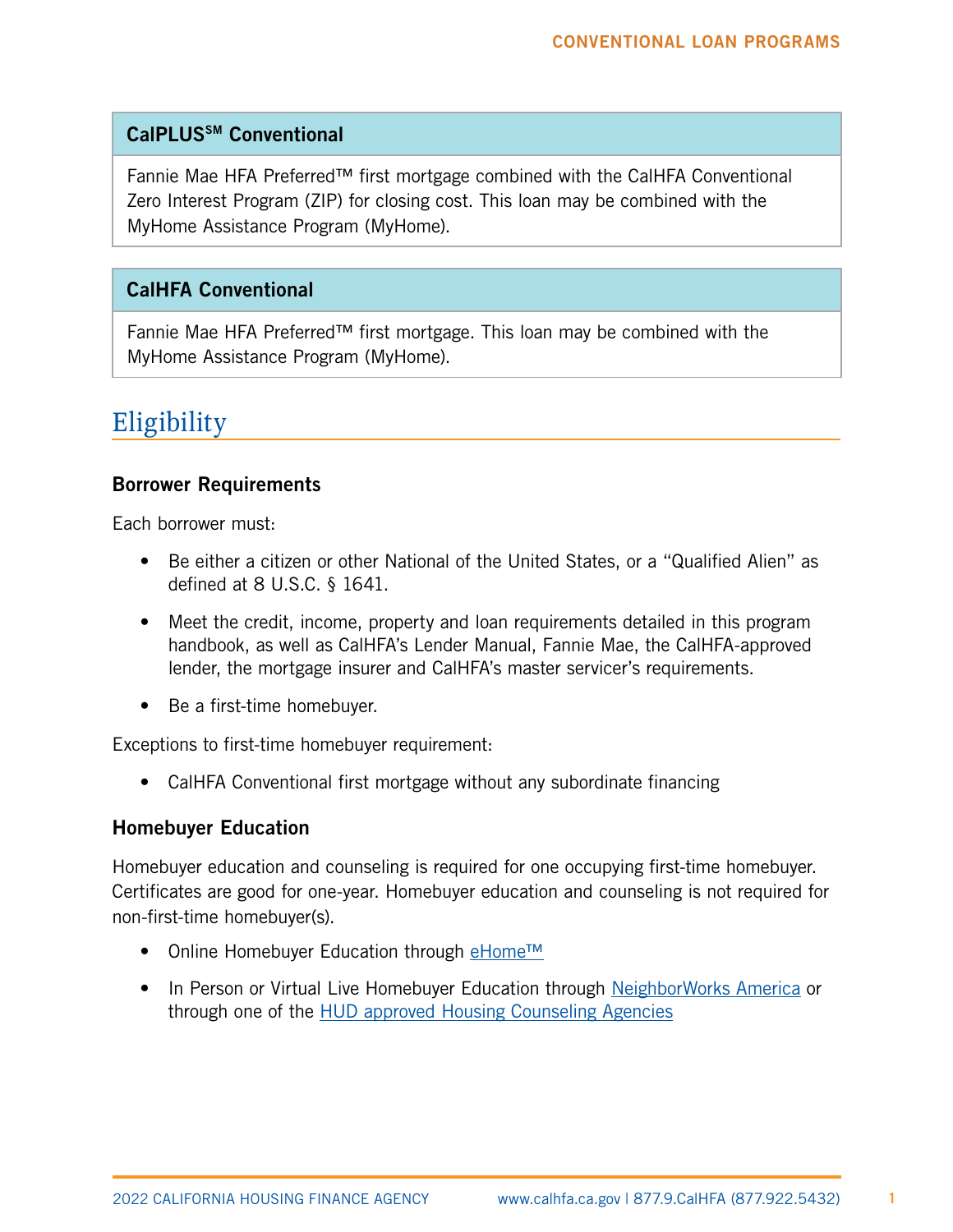### CalPLUS℠ Conventional

Fannie Mae HFA Preferred™ first mortgage combined with the CalHFA Conventional Zero Interest Program (ZIP) for closing cost. This loan may be combined with the MyHome Assistance Program (MyHome).

### CalHFA Conventional

Fannie Mae HFA Preferred™ first mortgage. This loan may be combined with the MyHome Assistance Program (MyHome).

## Eligibility

### Borrower Requirements

Each borrower must:

- Be either a citizen or other National of the United States, or a "Qualified Alien" as defined at 8 U.S.C. § 1641.
- Meet the credit, income, property and loan requirements detailed in this program handbook, as well as CalHFA's Lender Manual, Fannie Mae, the CalHFA-approved lender, the mortgage insurer and CalHFA's master servicer's requirements.
- Be a first-time homebuyer.

Exceptions to first-time homebuyer requirement:

- CalHFA Conventional first mortgage without any subordinate financing

### Homebuyer Education

Homebuyer education and counseling is required for one occupying first-time homebuyer. Certificates are good for one-year. Homebuyer education and counseling is not required for non-first-time homebuyer(s).

- Online Homebuyer Education through eHome™
- In Person or Virtual Live Homebuyer Education through NeighborWorks America or through one of the HUD approved Housing Counseling Agencies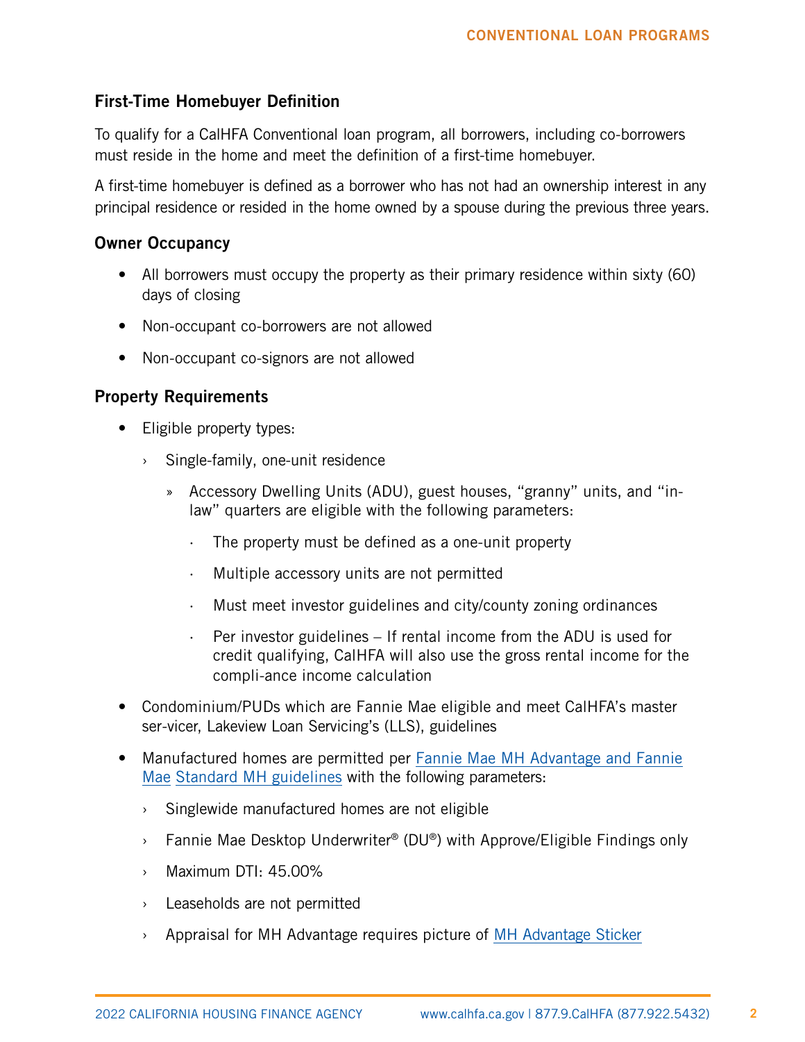## First-Time Homebuyer Definition

To qualify for a CalHFA Conventional loan program, all borrowers, including co-borrowers must reside in the home and meet the definition of a first-time homebuyer.

A first-time homebuyer is defined as a borrower who has not had an ownership interest in any principal residence or resided in the home owned by a spouse during the previous three years.

### Owner Occupancy

- All borrowers must occupy the property as their primary residence within sixty (60) days of closing
- Non-occupant co-borrowers are not allowed
- Non-occupant co-signors are not allowed

### Property Requirements

- Eligible property types:
  - Single-family, one-unit residence
    - Accessory Dwelling Units (ADU), guest houses, "granny" units, and "in-law" quarters are eligible with the following parameters:
      - The property must be defined as a one-unit property
      - Multiple accessory units are not permitted
      - Must meet investor guidelines and city/county zoning ordinances
      - Per investor guidelines – If rental income from the ADU is used for credit qualifying, CalHFA will also use the gross rental income for the compli-ance income calculation
- Condominium/PUDs which are Fannie Mae eligible and meet CalHFA's master ser-vicer, Lakeview Loan Servicing's (LLS), guidelines
- Manufactured homes are permitted per Fannie Mae MH Advantage and Fannie Mae Standard MH guidelines with the following parameters:
  - Singlewide manufactured homes are not eligible
  - Fannie Mae Desktop Underwriter® (DU®) with Approve/Eligible Findings only
  - Maximum DTI: 45.00%
  - Leaseholds are not permitted
  - Appraisal for MH Advantage requires picture of MH Advantage Sticker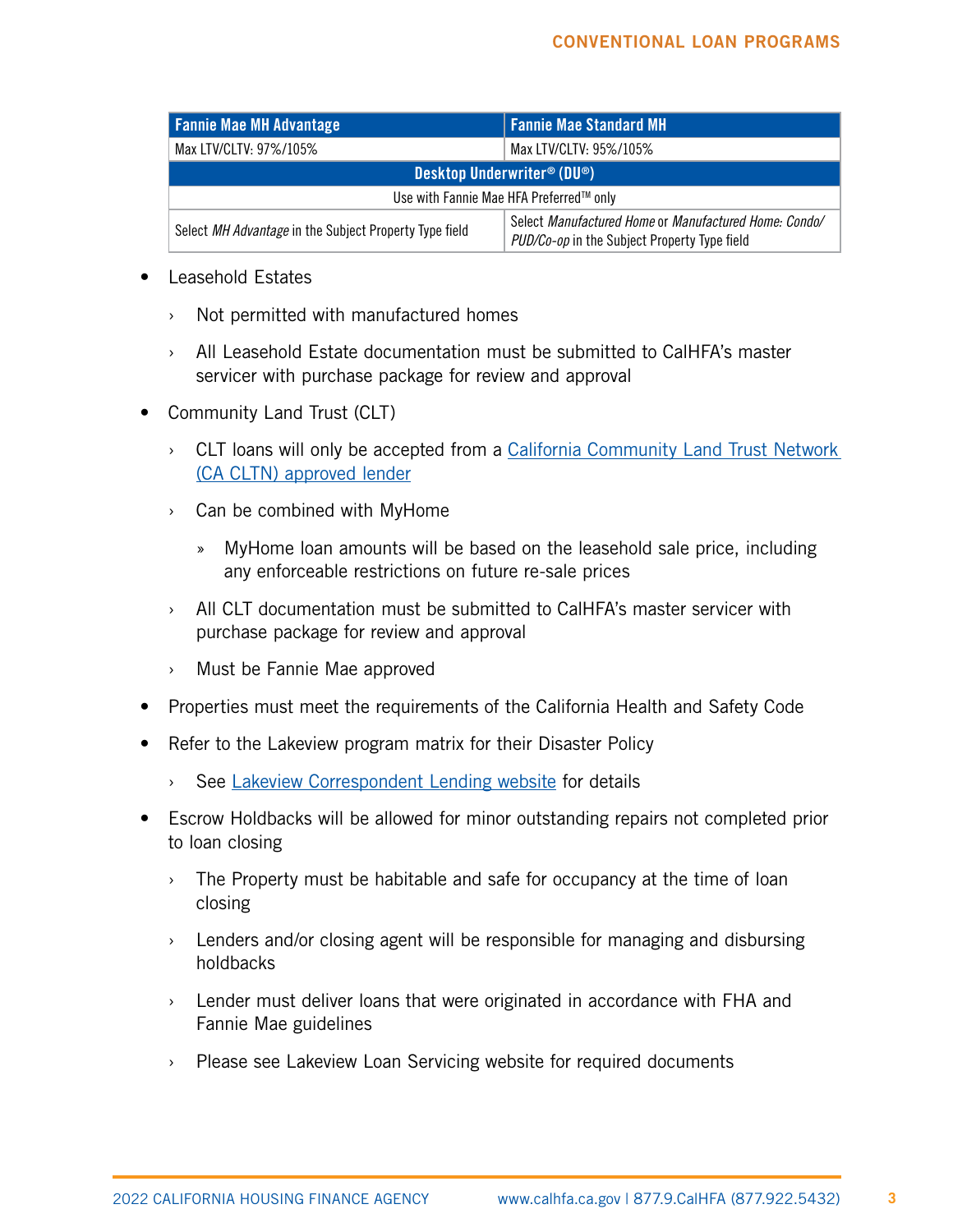| Fannie Mae MH Advantage | Fannie Mae Standard MH |
|---|---|
| Max LTV/CLTV: 97%/105% | Max LTV/CLTV: 95%/105% |
| **Desktop Underwriter® (DU®)** | |
| Use with Fannie Mae HFA Preferred™ only | |
| Select *MH Advantage* in the Subject Property Type field | Select *Manufactured Home* or *Manufactured Home: Condo/ PUD/Co-op* in the Subject Property Type field |

- Leasehold Estates
  - Not permitted with manufactured homes
  - All Leasehold Estate documentation must be submitted to CalHFA's master servicer with purchase package for review and approval
- Community Land Trust (CLT)
  - CLT loans will only be accepted from a California Community Land Trust Network (CA CLTN) approved lender
  - Can be combined with MyHome
    - MyHome loan amounts will be based on the leasehold sale price, including any enforceable restrictions on future re-sale prices
  - All CLT documentation must be submitted to CalHFA's master servicer with purchase package for review and approval
  - Must be Fannie Mae approved
- Properties must meet the requirements of the California Health and Safety Code
- Refer to the Lakeview program matrix for their Disaster Policy
  - See Lakeview Correspondent Lending website for details
- Escrow Holdbacks will be allowed for minor outstanding repairs not completed prior to loan closing
  - The Property must be habitable and safe for occupancy at the time of loan closing
  - Lenders and/or closing agent will be responsible for managing and disbursing holdbacks
  - Lender must deliver loans that were originated in accordance with FHA and Fannie Mae guidelines
  - Please see Lakeview Loan Servicing website for required documents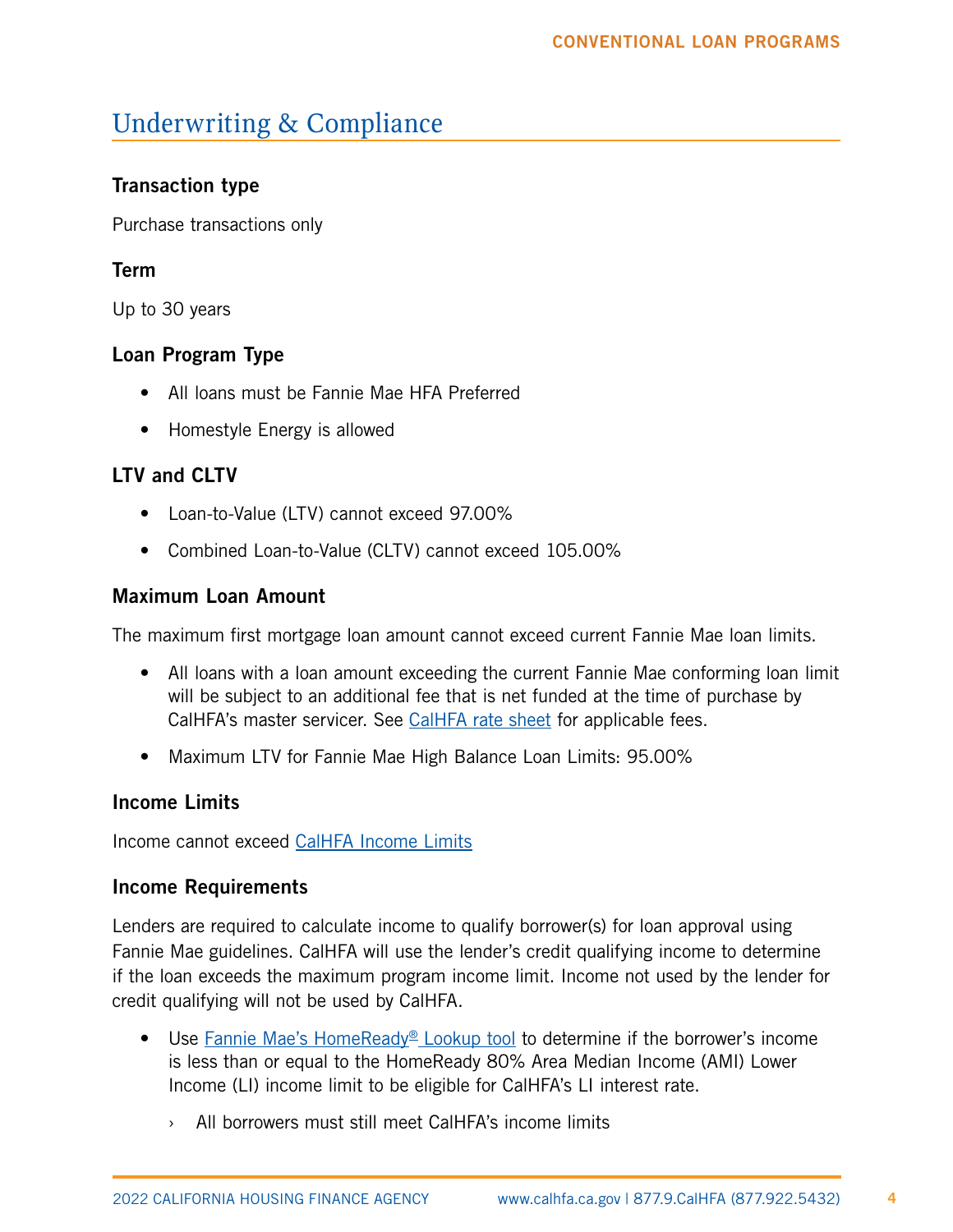## Underwriting & Compliance

### Transaction type

Purchase transactions only

### Term

Up to 30 years

### Loan Program Type

- All loans must be Fannie Mae HFA Preferred
- Homestyle Energy is allowed

### LTV and CLTV

- Loan-to-Value (LTV) cannot exceed 97.00%
- Combined Loan-to-Value (CLTV) cannot exceed 105.00%

### Maximum Loan Amount

The maximum first mortgage loan amount cannot exceed current Fannie Mae loan limits.

- All loans with a loan amount exceeding the current Fannie Mae conforming loan limit will be subject to an additional fee that is net funded at the time of purchase by CalHFA's master servicer. See CalHFA rate sheet for applicable fees.
- Maximum LTV for Fannie Mae High Balance Loan Limits: 95.00%

### Income Limits

Income cannot exceed CalHFA Income Limits

### Income Requirements

Lenders are required to calculate income to qualify borrower(s) for loan approval using Fannie Mae guidelines. CalHFA will use the lender's credit qualifying income to determine if the loan exceeds the maximum program income limit. Income not used by the lender for credit qualifying will not be used by CalHFA.

- Use Fannie Mae's HomeReady® Lookup tool to determine if the borrower's income is less than or equal to the HomeReady 80% Area Median Income (AMI) Lower Income (LI) income limit to be eligible for CalHFA's LI interest rate.
  - All borrowers must still meet CalHFA's income limits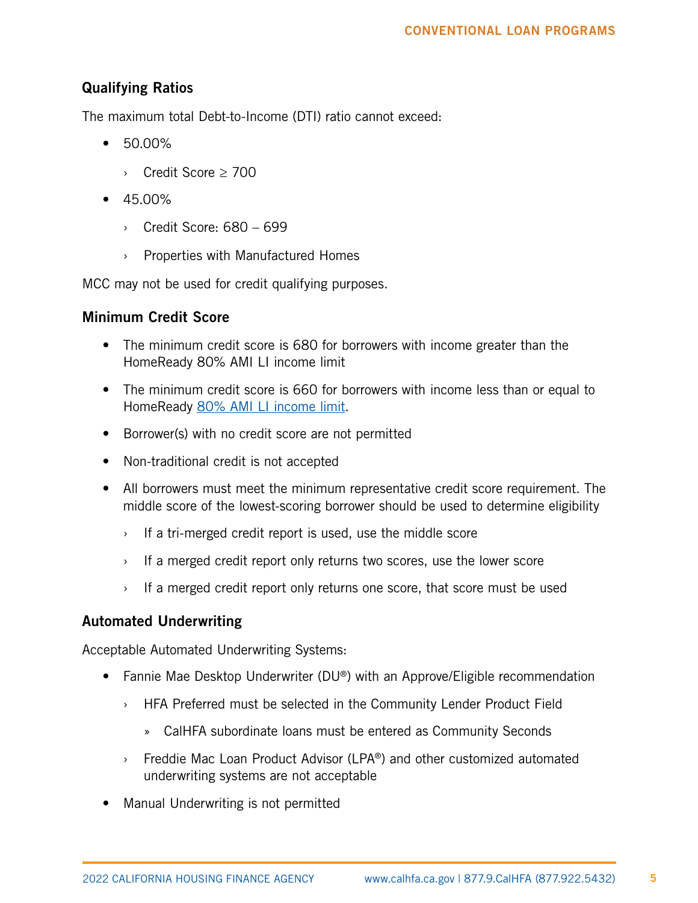## Qualifying Ratios

The maximum total Debt-to-Income (DTI) ratio cannot exceed:

- 50.00%
  - Credit Score ≥ 700
- 45.00%
  - Credit Score: 680 – 699
  - Properties with Manufactured Homes

MCC may not be used for credit qualifying purposes.

## Minimum Credit Score

- The minimum credit score is 680 for borrowers with income greater than the HomeReady 80% AMI LI income limit
- The minimum credit score is 660 for borrowers with income less than or equal to HomeReady 80% AMI LI income limit.
- Borrower(s) with no credit score are not permitted
- Non-traditional credit is not accepted
- All borrowers must meet the minimum representative credit score requirement. The middle score of the lowest-scoring borrower should be used to determine eligibility
  - If a tri-merged credit report is used, use the middle score
  - If a merged credit report only returns two scores, use the lower score
  - If a merged credit report only returns one score, that score must be used

## Automated Underwriting

Acceptable Automated Underwriting Systems:

- Fannie Mae Desktop Underwriter (DU®) with an Approve/Eligible recommendation
  - HFA Preferred must be selected in the Community Lender Product Field
    - CalHFA subordinate loans must be entered as Community Seconds
  - Freddie Mac Loan Product Advisor (LPA®) and other customized automated underwriting systems are not acceptable
- Manual Underwriting is not permitted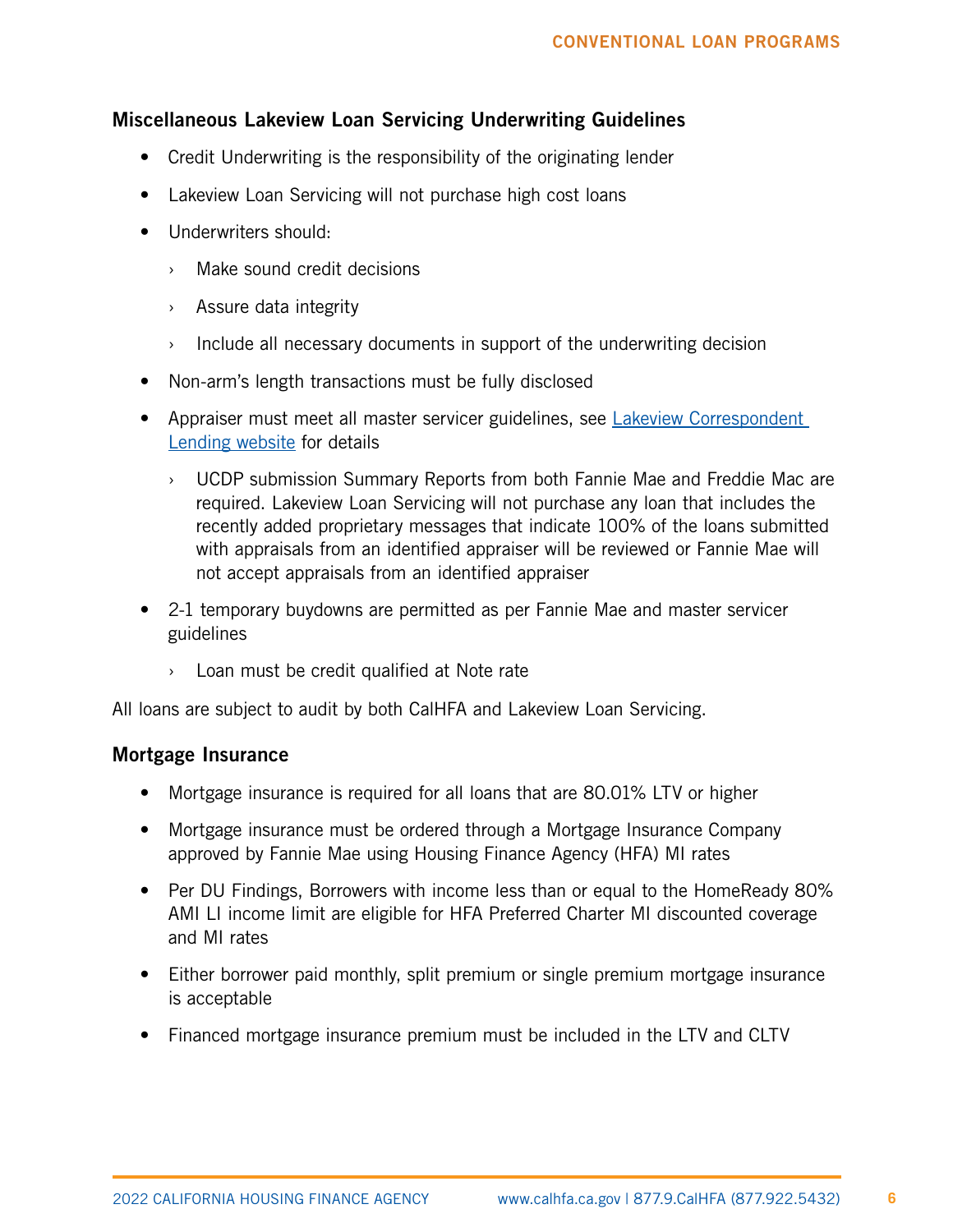### Miscellaneous Lakeview Loan Servicing Underwriting Guidelines

- Credit Underwriting is the responsibility of the originating lender
- Lakeview Loan Servicing will not purchase high cost loans
- Underwriters should:
  - Make sound credit decisions
  - Assure data integrity
  - Include all necessary documents in support of the underwriting decision
- Non-arm's length transactions must be fully disclosed
- Appraiser must meet all master servicer guidelines, see [Lakeview Correspondent Lending website]() for details
  - UCDP submission Summary Reports from both Fannie Mae and Freddie Mac are required. Lakeview Loan Servicing will not purchase any loan that includes the recently added proprietary messages that indicate 100% of the loans submitted with appraisals from an identified appraiser will be reviewed or Fannie Mae will not accept appraisals from an identified appraiser
- 2-1 temporary buydowns are permitted as per Fannie Mae and master servicer guidelines
  - Loan must be credit qualified at Note rate

All loans are subject to audit by both CalHFA and Lakeview Loan Servicing.

### Mortgage Insurance

- Mortgage insurance is required for all loans that are 80.01% LTV or higher
- Mortgage insurance must be ordered through a Mortgage Insurance Company approved by Fannie Mae using Housing Finance Agency (HFA) MI rates
- Per DU Findings, Borrowers with income less than or equal to the HomeReady 80% AMI LI income limit are eligible for HFA Preferred Charter MI discounted coverage and MI rates
- Either borrower paid monthly, split premium or single premium mortgage insurance is acceptable
- Financed mortgage insurance premium must be included in the LTV and CLTV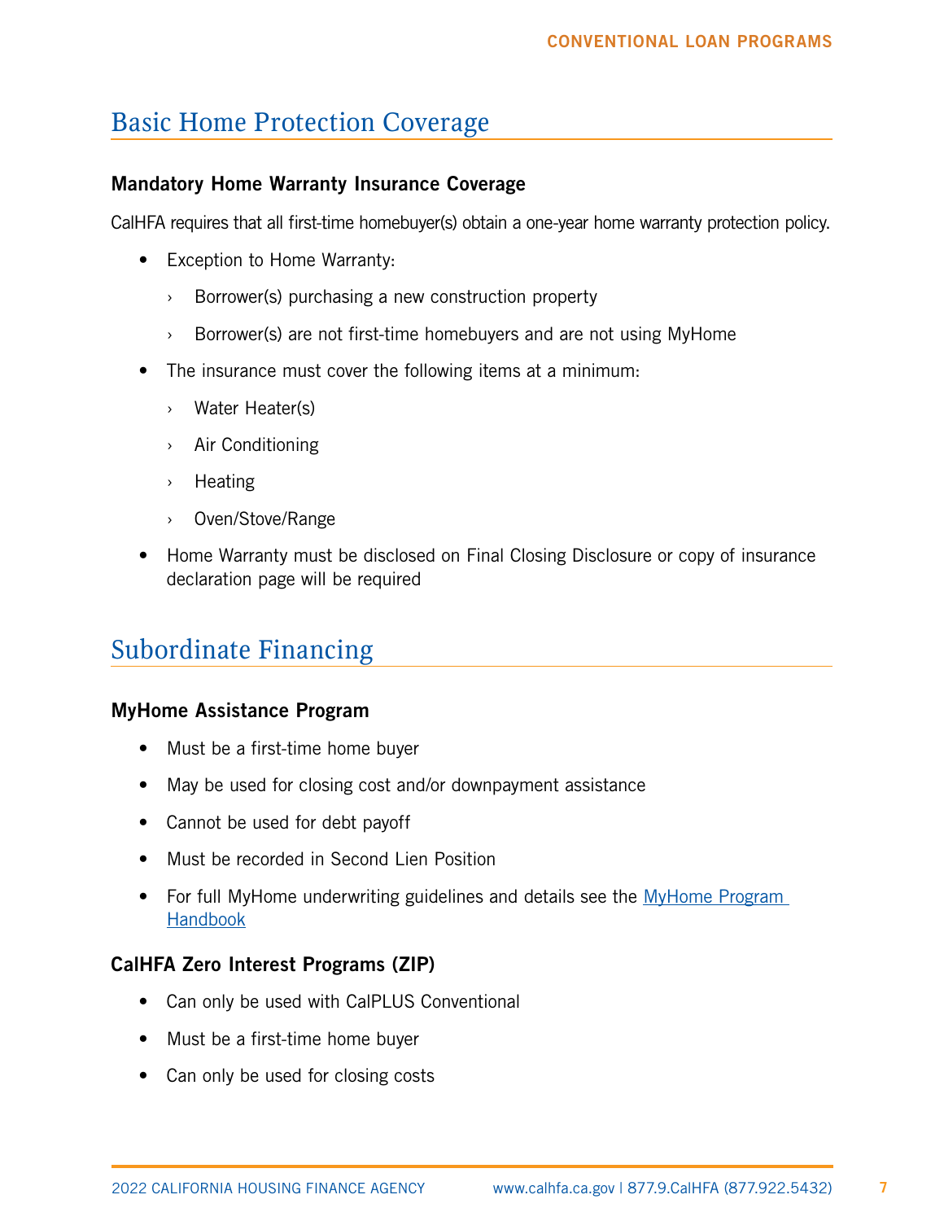## Basic Home Protection Coverage

### Mandatory Home Warranty Insurance Coverage

CalHFA requires that all first-time homebuyer(s) obtain a one-year home warranty protection policy.

- Exception to Home Warranty:
  - Borrower(s) purchasing a new construction property
  - Borrower(s) are not first-time homebuyers and are not using MyHome
- The insurance must cover the following items at a minimum:
  - Water Heater(s)
  - Air Conditioning
  - Heating
  - Oven/Stove/Range
- Home Warranty must be disclosed on Final Closing Disclosure or copy of insurance declaration page will be required

## Subordinate Financing

### MyHome Assistance Program

- Must be a first-time home buyer
- May be used for closing cost and/or downpayment assistance
- Cannot be used for debt payoff
- Must be recorded in Second Lien Position
- For full MyHome underwriting guidelines and details see the MyHome Program Handbook

### CalHFA Zero Interest Programs (ZIP)

- Can only be used with CalPLUS Conventional
- Must be a first-time home buyer
- Can only be used for closing costs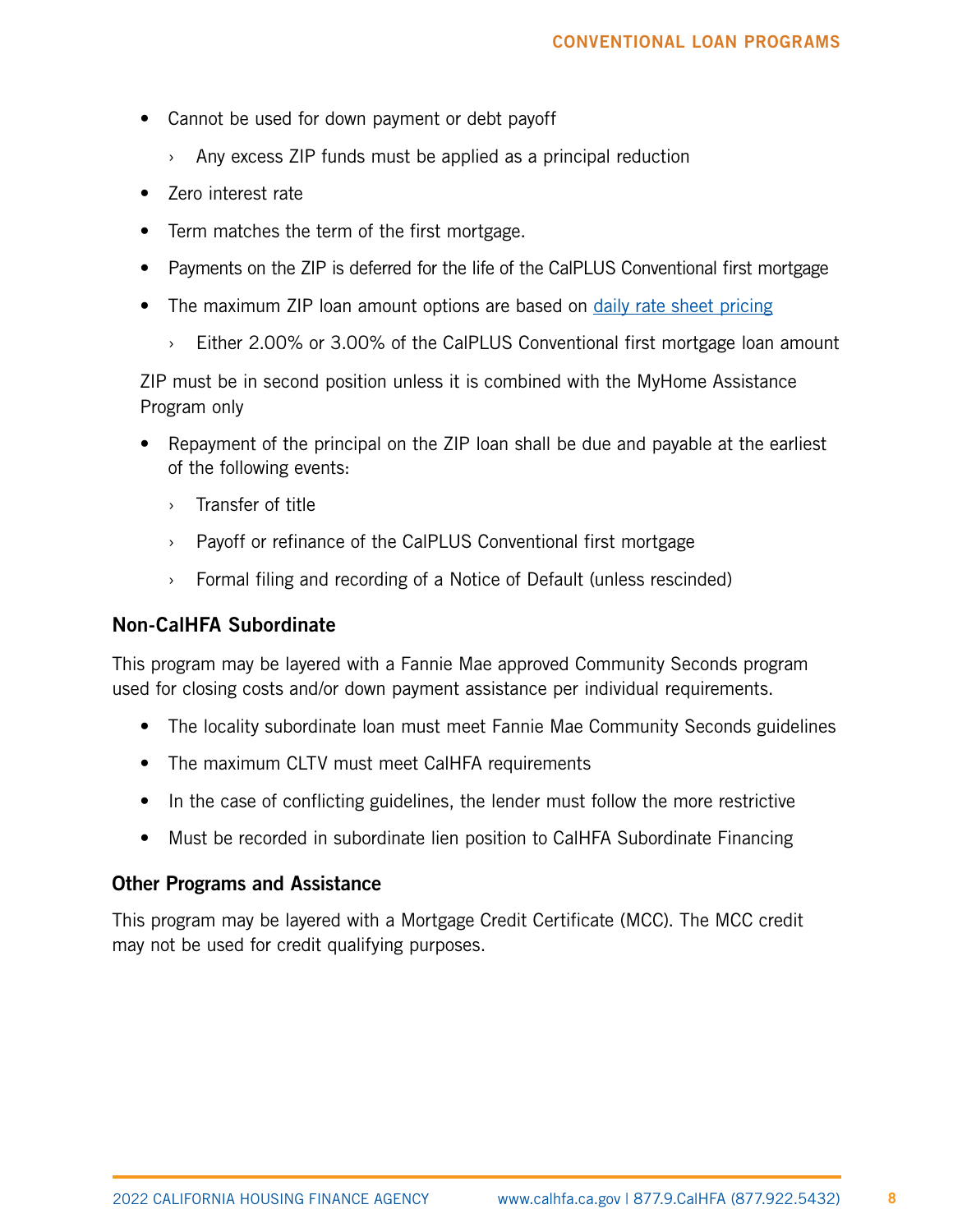- Cannot be used for down payment or debt payoff
  - Any excess ZIP funds must be applied as a principal reduction
- Zero interest rate
- Term matches the term of the first mortgage.
- Payments on the ZIP is deferred for the life of the CalPLUS Conventional first mortgage
- The maximum ZIP loan amount options are based on [daily rate sheet pricing]
  - Either 2.00% or 3.00% of the CalPLUS Conventional first mortgage loan amount

ZIP must be in second position unless it is combined with the MyHome Assistance Program only

- Repayment of the principal on the ZIP loan shall be due and payable at the earliest of the following events:
  - Transfer of title
  - Payoff or refinance of the CalPLUS Conventional first mortgage
  - Formal filing and recording of a Notice of Default (unless rescinded)

### Non-CalHFA Subordinate

This program may be layered with a Fannie Mae approved Community Seconds program used for closing costs and/or down payment assistance per individual requirements.

- The locality subordinate loan must meet Fannie Mae Community Seconds guidelines
- The maximum CLTV must meet CalHFA requirements
- In the case of conflicting guidelines, the lender must follow the more restrictive
- Must be recorded in subordinate lien position to CalHFA Subordinate Financing

### Other Programs and Assistance

This program may be layered with a Mortgage Credit Certificate (MCC). The MCC credit may not be used for credit qualifying purposes.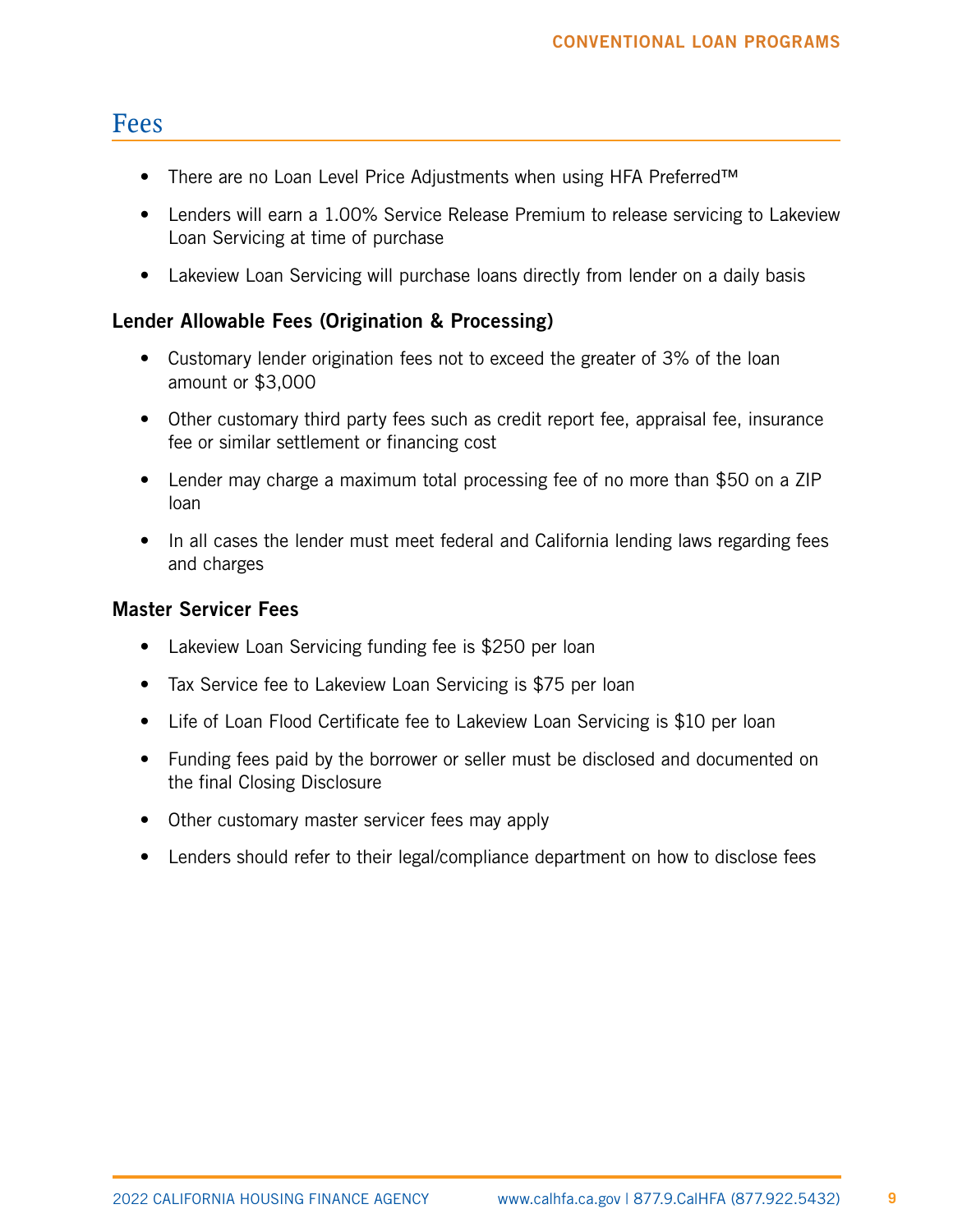## Fees

- There are no Loan Level Price Adjustments when using HFA Preferred™
- Lenders will earn a 1.00% Service Release Premium to release servicing to Lakeview Loan Servicing at time of purchase
- Lakeview Loan Servicing will purchase loans directly from lender on a daily basis

### Lender Allowable Fees (Origination & Processing)

- Customary lender origination fees not to exceed the greater of 3% of the loan amount or $3,000
- Other customary third party fees such as credit report fee, appraisal fee, insurance fee or similar settlement or financing cost
- Lender may charge a maximum total processing fee of no more than $50 on a ZIP loan
- In all cases the lender must meet federal and California lending laws regarding fees and charges

### Master Servicer Fees

- Lakeview Loan Servicing funding fee is $250 per loan
- Tax Service fee to Lakeview Loan Servicing is $75 per loan
- Life of Loan Flood Certificate fee to Lakeview Loan Servicing is $10 per loan
- Funding fees paid by the borrower or seller must be disclosed and documented on the final Closing Disclosure
- Other customary master servicer fees may apply
- Lenders should refer to their legal/compliance department on how to disclose fees